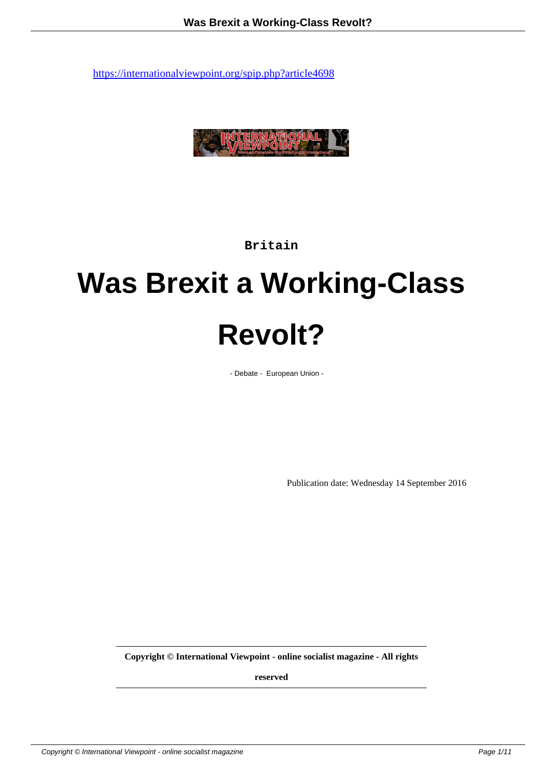https://internationalviewpoint.org/spip.php?article4698

Britain

# Was Brexit a Working-Class Revolt?

- Debate - European Union -

Publication date: Wednesday 14 September 2016

**Copyright © International Viewpoint - online socialist magazine - All rights reserved**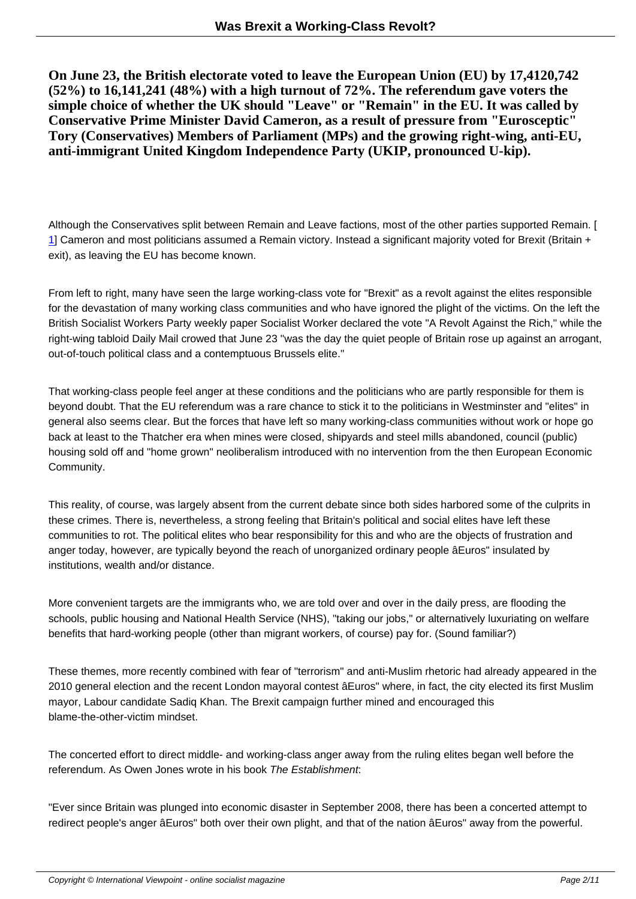**On June 23, the British electorate voted to leave the European Union (EU) by 17,4120,742 (52%) to 16,141,241 (48%) with a high turnout of 72%. The referendum gave voters the simple choice of whether the UK should "Leave" or "Remain" in the EU. It was called by Conservative Prime Minister David Cameron, as a result of pressure from "Eurosceptic" Tory (Conservatives) Members of Parliament (MPs) and the growing right-wing, anti-EU, anti-immigrant United Kingdom Independence Party (UKIP, pronounced U-kip).**

Although the Conservatives split between Remain and Leave factions, most of the other parties supported Remain. [1] Cameron and most politicians assumed a Remain victory. Instead a significant majority voted for Brexit (Britain + exit), as leaving the EU has become known.

From left to right, many have seen the large working-class vote for "Brexit" as a revolt against the elites responsible for the devastation of many working class communities and who have ignored the plight of the victims. On the left the British Socialist Workers Party weekly paper Socialist Worker declared the vote "A Revolt Against the Rich," while the right-wing tabloid Daily Mail crowed that June 23 "was the day the quiet people of Britain rose up against an arrogant, out-of-touch political class and a contemptuous Brussels elite."

That working-class people feel anger at these conditions and the politicians who are partly responsible for them is beyond doubt. That the EU referendum was a rare chance to stick it to the politicians in Westminster and "elites" in general also seems clear. But the forces that have left so many working-class communities without work or hope go back at least to the Thatcher era when mines were closed, shipyards and steel mills abandoned, council (public) housing sold off and "home grown" neoliberalism introduced with no intervention from the then European Economic Community.

This reality, of course, was largely absent from the current debate since both sides harbored some of the culprits in these crimes. There is, nevertheless, a strong feeling that Britain's political and social elites have left these communities to rot. The political elites who bear responsibility for this and who are the objects of frustration and anger today, however, are typically beyond the reach of unorganized ordinary people âEuros" insulated by institutions, wealth and/or distance.

More convenient targets are the immigrants who, we are told over and over in the daily press, are flooding the schools, public housing and National Health Service (NHS), "taking our jobs," or alternatively luxuriating on welfare benefits that hard-working people (other than migrant workers, of course) pay for. (Sound familiar?)

These themes, more recently combined with fear of "terrorism" and anti-Muslim rhetoric had already appeared in the 2010 general election and the recent London mayoral contest âEuros" where, in fact, the city elected its first Muslim mayor, Labour candidate Sadiq Khan. The Brexit campaign further mined and encouraged this blame-the-other-victim mindset.

The concerted effort to direct middle- and working-class anger away from the ruling elites began well before the referendum. As Owen Jones wrote in his book *The Establishment*:

"Ever since Britain was plunged into economic disaster in September 2008, there has been a concerted attempt to redirect people's anger âEuros" both over their own plight, and that of the nation âEuros" away from the powerful.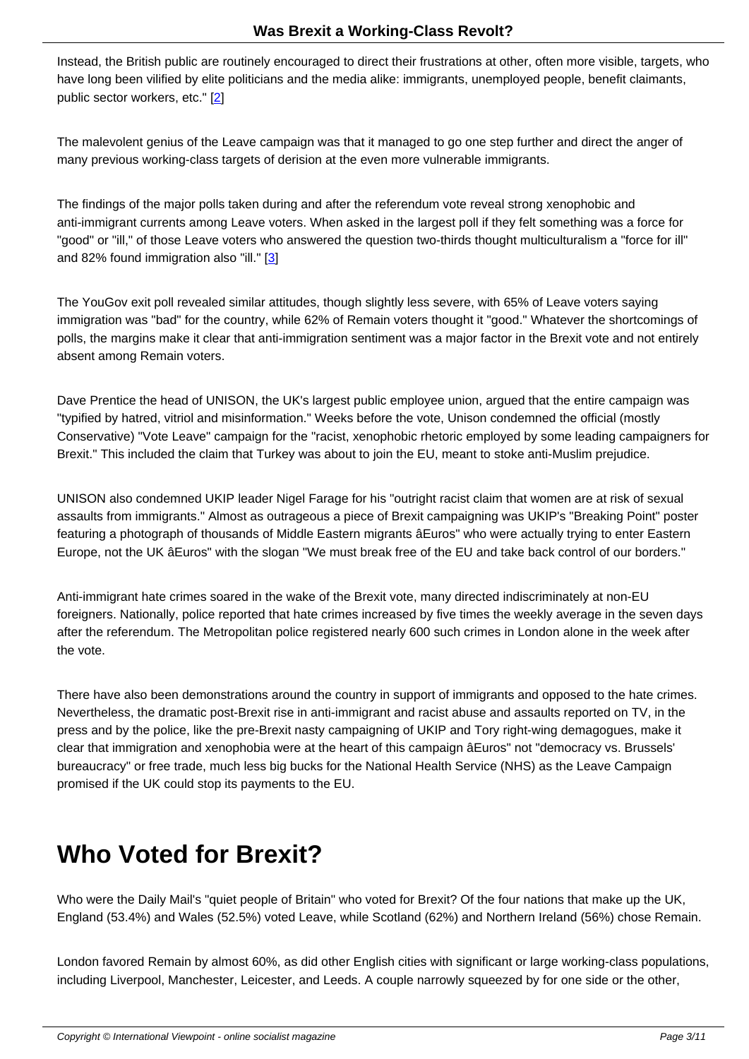Instead, the British public are routinely encouraged to direct their frustrations at other, often more visible, targets, who have long been vilified by elite politicians and the media alike: immigrants, unemployed people, benefit claimants, public sector workers, etc." [2]

The malevolent genius of the Leave campaign was that it managed to go one step further and direct the anger of many previous working-class targets of derision at the even more vulnerable immigrants.

The findings of the major polls taken during and after the referendum vote reveal strong xenophobic and anti-immigrant currents among Leave voters. When asked in the largest poll if they felt something was a force for "good" or "ill," of those Leave voters who answered the question two-thirds thought multiculturalism a "force for ill" and 82% found immigration also "ill." [3]

The YouGov exit poll revealed similar attitudes, though slightly less severe, with 65% of Leave voters saying immigration was "bad" for the country, while 62% of Remain voters thought it "good." Whatever the shortcomings of polls, the margins make it clear that anti-immigration sentiment was a major factor in the Brexit vote and not entirely absent among Remain voters.

Dave Prentice the head of UNISON, the UK's largest public employee union, argued that the entire campaign was "typified by hatred, vitriol and misinformation." Weeks before the vote, Unison condemned the official (mostly Conservative) "Vote Leave" campaign for the "racist, xenophobic rhetoric employed by some leading campaigners for Brexit." This included the claim that Turkey was about to join the EU, meant to stoke anti-Muslim prejudice.

UNISON also condemned UKIP leader Nigel Farage for his "outright racist claim that women are at risk of sexual assaults from immigrants." Almost as outrageous a piece of Brexit campaigning was UKIP's "Breaking Point" poster featuring a photograph of thousands of Middle Eastern migrants âEuros" who were actually trying to enter Eastern Europe, not the UK âEuros" with the slogan "We must break free of the EU and take back control of our borders."

Anti-immigrant hate crimes soared in the wake of the Brexit vote, many directed indiscriminately at non-EU foreigners. Nationally, police reported that hate crimes increased by five times the weekly average in the seven days after the referendum. The Metropolitan police registered nearly 600 such crimes in London alone in the week after the vote.

There have also been demonstrations around the country in support of immigrants and opposed to the hate crimes. Nevertheless, the dramatic post-Brexit rise in anti-immigrant and racist abuse and assaults reported on TV, in the press and by the police, like the pre-Brexit nasty campaigning of UKIP and Tory right-wing demagogues, make it clear that immigration and xenophobia were at the heart of this campaign âEuros" not "democracy vs. Brussels' bureaucracy" or free trade, much less big bucks for the National Health Service (NHS) as the Leave Campaign promised if the UK could stop its payments to the EU.

# Who Voted for Brexit?

Who were the Daily Mail's "quiet people of Britain" who voted for Brexit? Of the four nations that make up the UK, England (53.4%) and Wales (52.5%) voted Leave, while Scotland (62%) and Northern Ireland (56%) chose Remain.

London favored Remain by almost 60%, as did other English cities with significant or large working-class populations, including Liverpool, Manchester, Leicester, and Leeds. A couple narrowly squeezed by for one side or the other,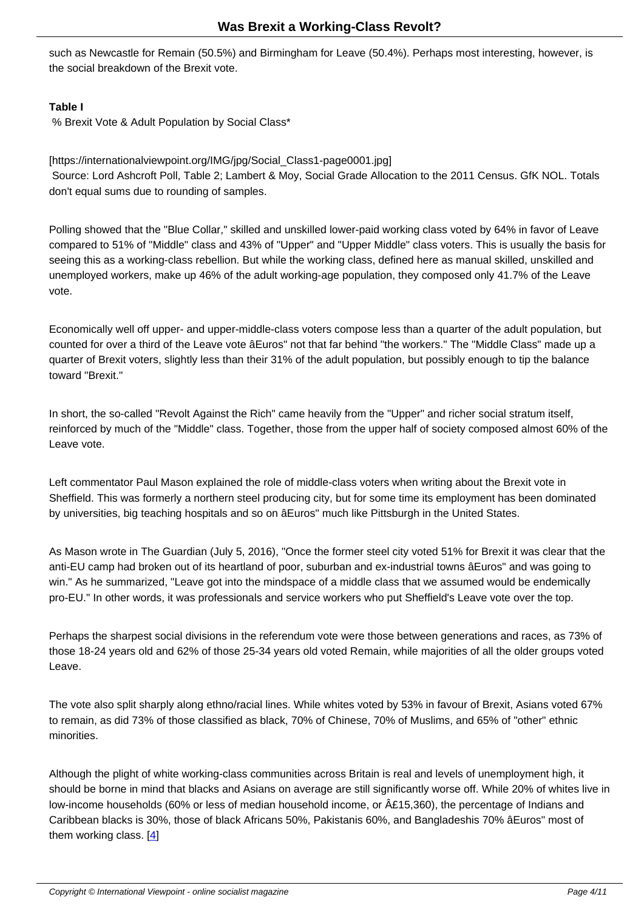such as Newcastle for Remain (50.5%) and Birmingham for Leave (50.4%). Perhaps most interesting, however, is the social breakdown of the Brexit vote.

**Table I**

% Brexit Vote & Adult Population by Social Class*

[https://internationalviewpoint.org/IMG/jpg/Social_Class1-page0001.jpg]

Source: Lord Ashcroft Poll, Table 2; Lambert & Moy, Social Grade Allocation to the 2011 Census. GfK NOL. Totals don't equal sums due to rounding of samples.

Polling showed that the "Blue Collar," skilled and unskilled lower-paid working class voted by 64% in favor of Leave compared to 51% of "Middle" class and 43% of "Upper" and "Upper Middle" class voters. This is usually the basis for seeing this as a working-class rebellion. But while the working class, defined here as manual skilled, unskilled and unemployed workers, make up 46% of the adult working-age population, they composed only 41.7% of the Leave vote.

Economically well off upper- and upper-middle-class voters compose less than a quarter of the adult population, but counted for over a third of the Leave vote âEuros" not that far behind "the workers." The "Middle Class" made up a quarter of Brexit voters, slightly less than their 31% of the adult population, but possibly enough to tip the balance toward "Brexit."

In short, the so-called "Revolt Against the Rich" came heavily from the "Upper" and richer social stratum itself, reinforced by much of the "Middle" class. Together, those from the upper half of society composed almost 60% of the Leave vote.

Left commentator Paul Mason explained the role of middle-class voters when writing about the Brexit vote in Sheffield. This was formerly a northern steel producing city, but for some time its employment has been dominated by universities, big teaching hospitals and so on âEuros" much like Pittsburgh in the United States.

As Mason wrote in The Guardian (July 5, 2016), "Once the former steel city voted 51% for Brexit it was clear that the anti-EU camp had broken out of its heartland of poor, suburban and ex-industrial towns âEuros" and was going to win." As he summarized, "Leave got into the mindspace of a middle class that we assumed would be endemically pro-EU." In other words, it was professionals and service workers who put Sheffield's Leave vote over the top.

Perhaps the sharpest social divisions in the referendum vote were those between generations and races, as 73% of those 18-24 years old and 62% of those 25-34 years old voted Remain, while majorities of all the older groups voted Leave.

The vote also split sharply along ethno/racial lines. While whites voted by 53% in favour of Brexit, Asians voted 67% to remain, as did 73% of those classified as black, 70% of Chinese, 70% of Muslims, and 65% of "other" ethnic minorities.

Although the plight of white working-class communities across Britain is real and levels of unemployment high, it should be borne in mind that blacks and Asians on average are still significantly worse off. While 20% of whites live in low-income households (60% or less of median household income, or Â£15,360), the percentage of Indians and Caribbean blacks is 30%, those of black Africans 50%, Pakistanis 60%, and Bangladeshis 70% âEuros" most of them working class. [4]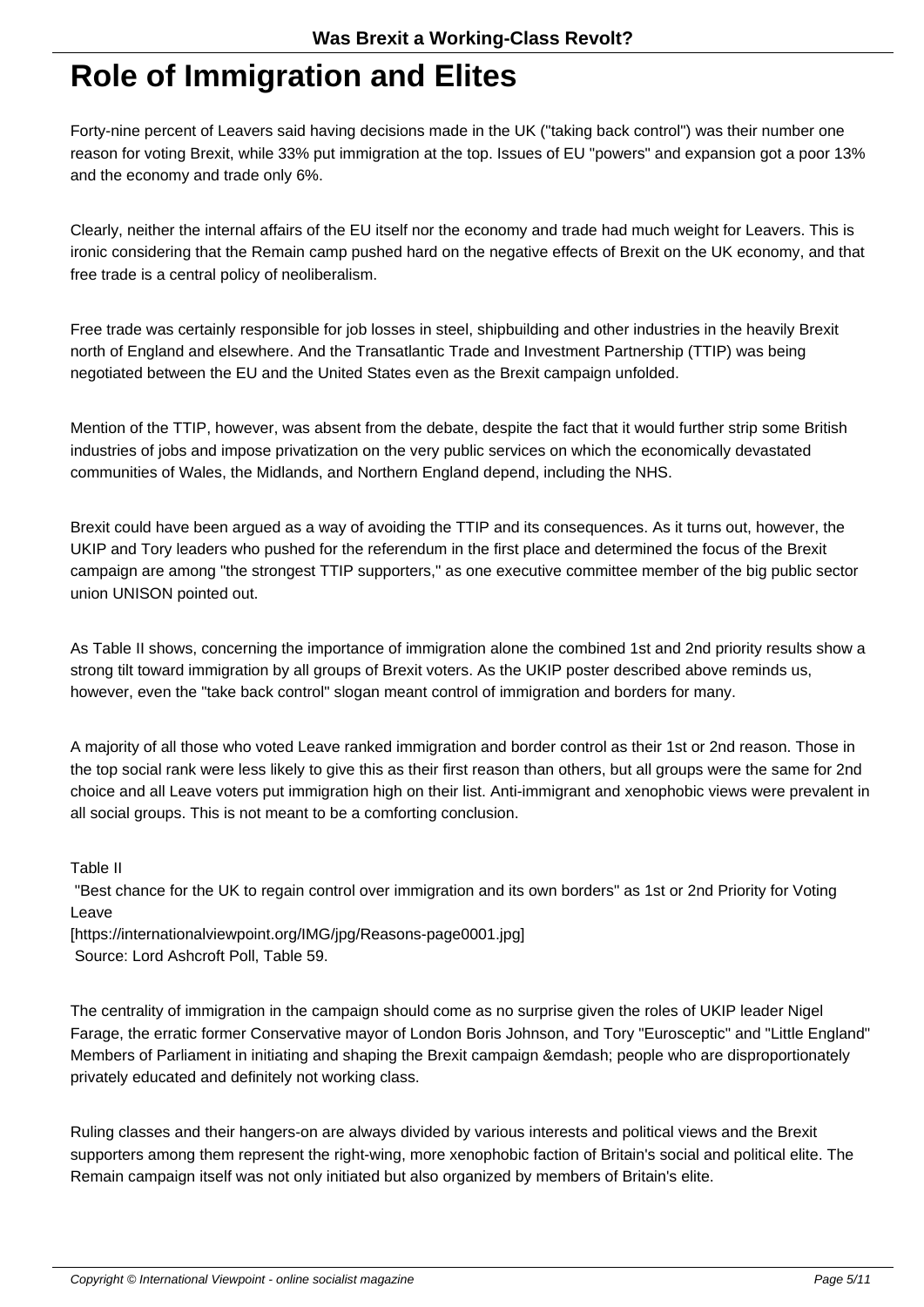# Role of Immigration and Elites

Forty-nine percent of Leavers said having decisions made in the UK ("taking back control") was their number one reason for voting Brexit, while 33% put immigration at the top. Issues of EU "powers" and expansion got a poor 13% and the economy and trade only 6%.

Clearly, neither the internal affairs of the EU itself nor the economy and trade had much weight for Leavers. This is ironic considering that the Remain camp pushed hard on the negative effects of Brexit on the UK economy, and that free trade is a central policy of neoliberalism.

Free trade was certainly responsible for job losses in steel, shipbuilding and other industries in the heavily Brexit north of England and elsewhere. And the Transatlantic Trade and Investment Partnership (TTIP) was being negotiated between the EU and the United States even as the Brexit campaign unfolded.

Mention of the TTIP, however, was absent from the debate, despite the fact that it would further strip some British industries of jobs and impose privatization on the very public services on which the economically devastated communities of Wales, the Midlands, and Northern England depend, including the NHS.

Brexit could have been argued as a way of avoiding the TTIP and its consequences. As it turns out, however, the UKIP and Tory leaders who pushed for the referendum in the first place and determined the focus of the Brexit campaign are among "the strongest TTIP supporters," as one executive committee member of the big public sector union UNISON pointed out.

As Table II shows, concerning the importance of immigration alone the combined 1st and 2nd priority results show a strong tilt toward immigration by all groups of Brexit voters. As the UKIP poster described above reminds us, however, even the "take back control" slogan meant control of immigration and borders for many.

A majority of all those who voted Leave ranked immigration and border control as their 1st or 2nd reason. Those in the top social rank were less likely to give this as their first reason than others, but all groups were the same for 2nd choice and all Leave voters put immigration high on their list. Anti-immigrant and xenophobic views were prevalent in all social groups. This is not meant to be a comforting conclusion.

Table II

"Best chance for the UK to regain control over immigration and its own borders" as 1st or 2nd Priority for Voting Leave

[https://internationalviewpoint.org/IMG/jpg/Reasons-page0001.jpg]

Source: Lord Ashcroft Poll, Table 59.

The centrality of immigration in the campaign should come as no surprise given the roles of UKIP leader Nigel Farage, the erratic former Conservative mayor of London Boris Johnson, and Tory "Eurosceptic" and "Little England" Members of Parliament in initiating and shaping the Brexit campaign &emdash; people who are disproportionately privately educated and definitely not working class.

Ruling classes and their hangers-on are always divided by various interests and political views and the Brexit supporters among them represent the right-wing, more xenophobic faction of Britain's social and political elite. The Remain campaign itself was not only initiated but also organized by members of Britain's elite.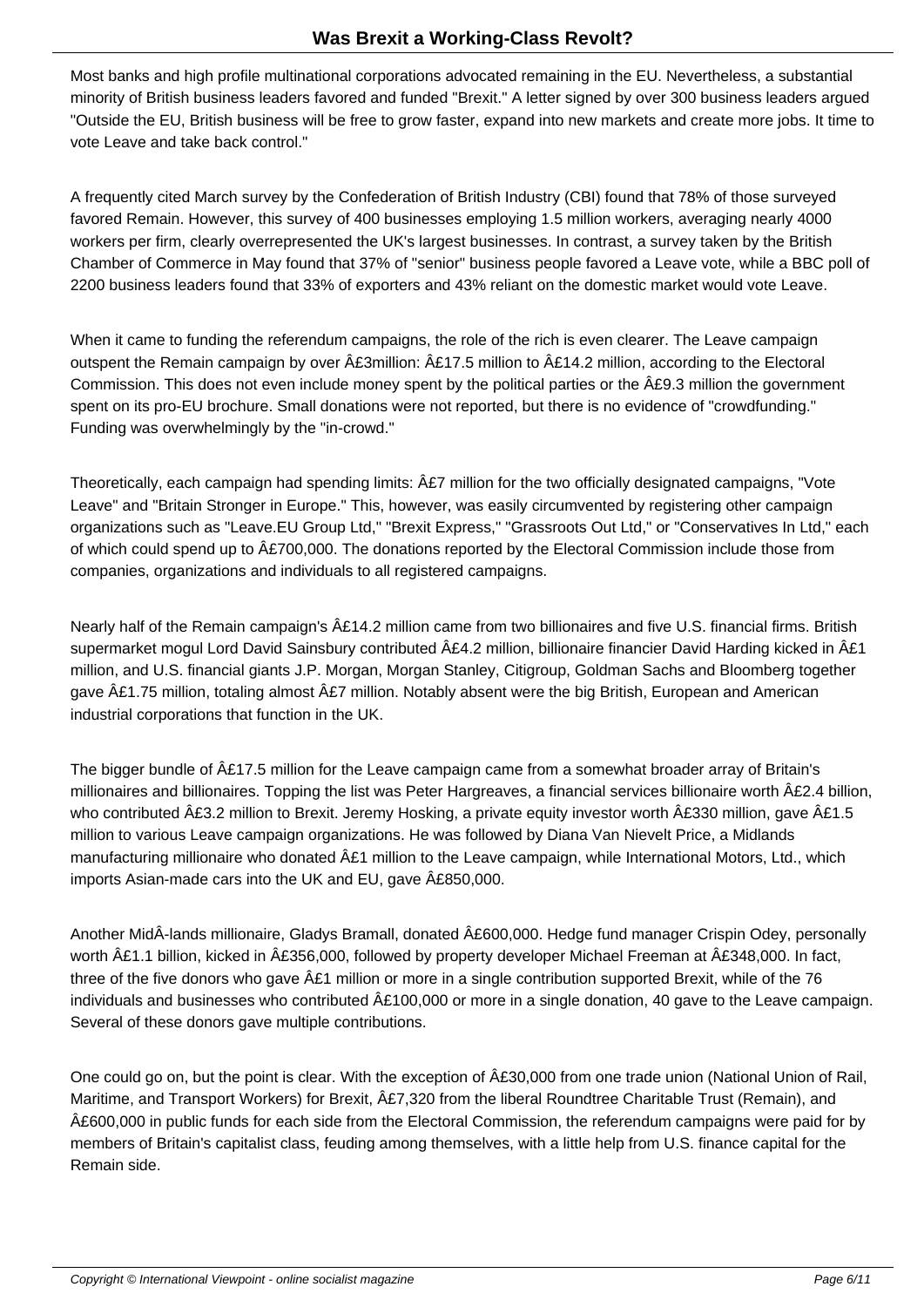Most banks and high profile multinational corporations advocated remaining in the EU. Nevertheless, a substantial minority of British business leaders favored and funded "Brexit." A letter signed by over 300 business leaders argued "Outside the EU, British business will be free to grow faster, expand into new markets and create more jobs. It time to vote Leave and take back control."

A frequently cited March survey by the Confederation of British Industry (CBI) found that 78% of those surveyed favored Remain. However, this survey of 400 businesses employing 1.5 million workers, averaging nearly 4000 workers per firm, clearly overrepresented the UK's largest businesses. In contrast, a survey taken by the British Chamber of Commerce in May found that 37% of "senior" business people favored a Leave vote, while a BBC poll of 2200 business leaders found that 33% of exporters and 43% reliant on the domestic market would vote Leave.

When it came to funding the referendum campaigns, the role of the rich is even clearer. The Leave campaign outspent the Remain campaign by over Â£3million: Â£17.5 million to Â£14.2 million, according to the Electoral Commission. This does not even include money spent by the political parties or the Â£9.3 million the government spent on its pro-EU brochure. Small donations were not reported, but there is no evidence of "crowdfunding." Funding was overwhelmingly by the "in-crowd."

Theoretically, each campaign had spending limits: Â£7 million for the two officially designated campaigns, "Vote Leave" and "Britain Stronger in Europe." This, however, was easily circumvented by registering other campaign organizations such as "Leave.EU Group Ltd," "Brexit Express," "Grassroots Out Ltd," or "Conservatives In Ltd," each of which could spend up to Â£700,000. The donations reported by the Electoral Commission include those from companies, organizations and individuals to all registered campaigns.

Nearly half of the Remain campaign's Â£14.2 million came from two billionaires and five U.S. financial firms. British supermarket mogul Lord David Sainsbury contributed Â£4.2 million, billionaire financier David Harding kicked in Â£1 million, and U.S. financial giants J.P. Morgan, Morgan Stanley, Citigroup, Goldman Sachs and Bloomberg together gave Â£1.75 million, totaling almost Â£7 million. Notably absent were the big British, European and American industrial corporations that function in the UK.

The bigger bundle of Â£17.5 million for the Leave campaign came from a somewhat broader array of Britain's millionaires and billionaires. Topping the list was Peter Hargreaves, a financial services billionaire worth Â£2.4 billion, who contributed Â£3.2 million to Brexit. Jeremy Hosking, a private equity investor worth Â£330 million, gave Â£1.5 million to various Leave campaign organizations. He was followed by Diana Van Nievelt Price, a Midlands manufacturing millionaire who donated Â£1 million to the Leave campaign, while International Motors, Ltd., which imports Asian-made cars into the UK and EU, gave Â£850,000.

Another MidÂ-lands millionaire, Gladys Bramall, donated Â£600,000. Hedge fund manager Crispin Odey, personally worth Â£1.1 billion, kicked in Â£356,000, followed by property developer Michael Freeman at Â£348,000. In fact, three of the five donors who gave Â£1 million or more in a single contribution supported Brexit, while of the 76 individuals and businesses who contributed Â£100,000 or more in a single donation, 40 gave to the Leave campaign. Several of these donors gave multiple contributions.

One could go on, but the point is clear. With the exception of Â£30,000 from one trade union (National Union of Rail, Maritime, and Transport Workers) for Brexit, Â£7,320 from the liberal Roundtree Charitable Trust (Remain), and Â£600,000 in public funds for each side from the Electoral Commission, the referendum campaigns were paid for by members of Britain's capitalist class, feuding among themselves, with a little help from U.S. finance capital for the Remain side.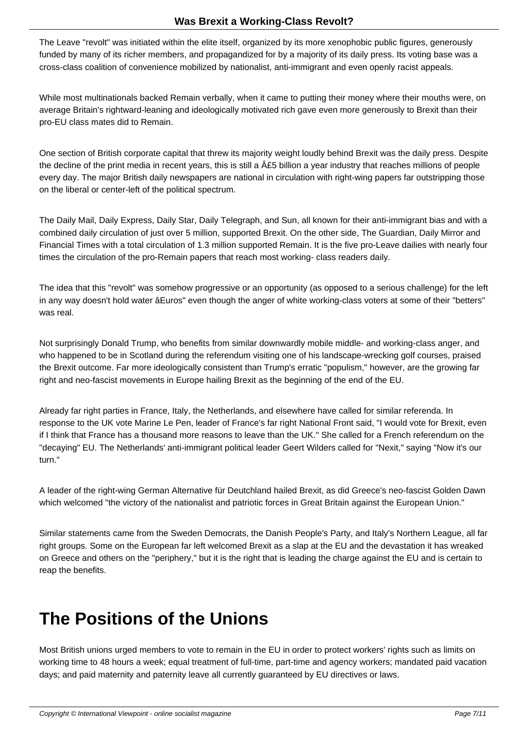The Leave "revolt" was initiated within the elite itself, organized by its more xenophobic public figures, generously funded by many of its richer members, and propagandized for by a majority of its daily press. Its voting base was a cross-class coalition of convenience mobilized by nationalist, anti-immigrant and even openly racist appeals.

While most multinationals backed Remain verbally, when it came to putting their money where their mouths were, on average Britain's rightward-leaning and ideologically motivated rich gave even more generously to Brexit than their pro-EU class mates did to Remain.

One section of British corporate capital that threw its majority weight loudly behind Brexit was the daily press. Despite the decline of the print media in recent years, this is still a Â£5 billion a year industry that reaches millions of people every day. The major British daily newspapers are national in circulation with right-wing papers far outstripping those on the liberal or center-left of the political spectrum.

The Daily Mail, Daily Express, Daily Star, Daily Telegraph, and Sun, all known for their anti-immigrant bias and with a combined daily circulation of just over 5 million, supported Brexit. On the other side, The Guardian, Daily Mirror and Financial Times with a total circulation of 1.3 million supported Remain. It is the five pro-Leave dailies with nearly four times the circulation of the pro-Remain papers that reach most working- class readers daily.

The idea that this "revolt" was somehow progressive or an opportunity (as opposed to a serious challenge) for the left in any way doesn't hold water âEuros" even though the anger of white working-class voters at some of their "betters" was real.

Not surprisingly Donald Trump, who benefits from similar downwardly mobile middle- and working-class anger, and who happened to be in Scotland during the referendum visiting one of his landscape-wrecking golf courses, praised the Brexit outcome. Far more ideologically consistent than Trump's erratic "populism," however, are the growing far right and neo-fascist movements in Europe hailing Brexit as the beginning of the end of the EU.

Already far right parties in France, Italy, the Netherlands, and elsewhere have called for similar referenda. In response to the UK vote Marine Le Pen, leader of France's far right National Front said, "I would vote for Brexit, even if I think that France has a thousand more reasons to leave than the UK." She called for a French referendum on the "decaying" EU. The Netherlands' anti-immigrant political leader Geert Wilders called for "Nexit," saying "Now it's our turn."

A leader of the right-wing German Alternative für Deutchland hailed Brexit, as did Greece's neo-fascist Golden Dawn which welcomed "the victory of the nationalist and patriotic forces in Great Britain against the European Union."

Similar statements came from the Sweden Democrats, the Danish People's Party, and Italy's Northern League, all far right groups. Some on the European far left welcomed Brexit as a slap at the EU and the devastation it has wreaked on Greece and others on the "periphery," but it is the right that is leading the charge against the EU and is certain to reap the benefits.

# The Positions of the Unions

Most British unions urged members to vote to remain in the EU in order to protect workers' rights such as limits on working time to 48 hours a week; equal treatment of full-time, part-time and agency workers; mandated paid vacation days; and paid maternity and paternity leave all currently guaranteed by EU directives or laws.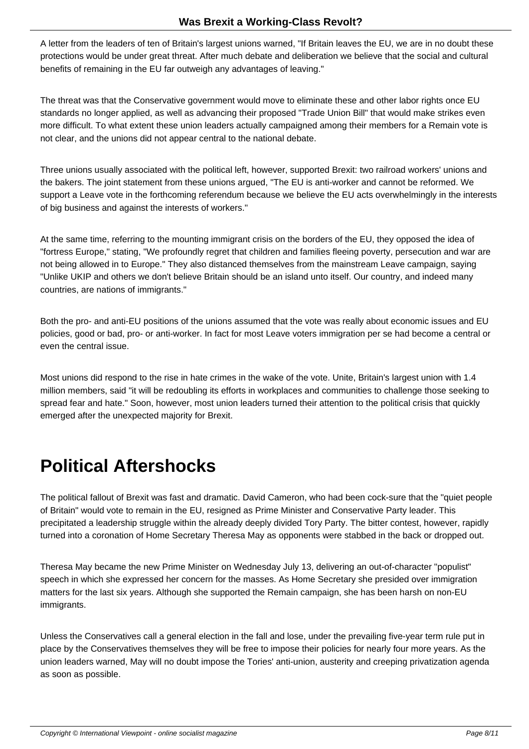A letter from the leaders of ten of Britain's largest unions warned, "If Britain leaves the EU, we are in no doubt these protections would be under great threat. After much debate and deliberation we believe that the social and cultural benefits of remaining in the EU far outweigh any advantages of leaving."

The threat was that the Conservative government would move to eliminate these and other labor rights once EU standards no longer applied, as well as advancing their proposed "Trade Union Bill" that would make strikes even more difficult. To what extent these union leaders actually campaigned among their members for a Remain vote is not clear, and the unions did not appear central to the national debate.

Three unions usually associated with the political left, however, supported Brexit: two railroad workers' unions and the bakers. The joint statement from these unions argued, "The EU is anti-worker and cannot be reformed. We support a Leave vote in the forthcoming referendum because we believe the EU acts overwhelmingly in the interests of big business and against the interests of workers."

At the same time, referring to the mounting immigrant crisis on the borders of the EU, they opposed the idea of "fortress Europe," stating, "We profoundly regret that children and families fleeing poverty, persecution and war are not being allowed in to Europe." They also distanced themselves from the mainstream Leave campaign, saying "Unlike UKIP and others we don't believe Britain should be an island unto itself. Our country, and indeed many countries, are nations of immigrants."

Both the pro- and anti-EU positions of the unions assumed that the vote was really about economic issues and EU policies, good or bad, pro- or anti-worker. In fact for most Leave voters immigration per se had become a central or even the central issue.

Most unions did respond to the rise in hate crimes in the wake of the vote. Unite, Britain's largest union with 1.4 million members, said "it will be redoubling its efforts in workplaces and communities to challenge those seeking to spread fear and hate." Soon, however, most union leaders turned their attention to the political crisis that quickly emerged after the unexpected majority for Brexit.

# Political Aftershocks

The political fallout of Brexit was fast and dramatic. David Cameron, who had been cock-sure that the "quiet people of Britain" would vote to remain in the EU, resigned as Prime Minister and Conservative Party leader. This precipitated a leadership struggle within the already deeply divided Tory Party. The bitter contest, however, rapidly turned into a coronation of Home Secretary Theresa May as opponents were stabbed in the back or dropped out.

Theresa May became the new Prime Minister on Wednesday July 13, delivering an out-of-character "populist" speech in which she expressed her concern for the masses. As Home Secretary she presided over immigration matters for the last six years. Although she supported the Remain campaign, she has been harsh on non-EU immigrants.

Unless the Conservatives call a general election in the fall and lose, under the prevailing five-year term rule put in place by the Conservatives themselves they will be free to impose their policies for nearly four more years. As the union leaders warned, May will no doubt impose the Tories' anti-union, austerity and creeping privatization agenda as soon as possible.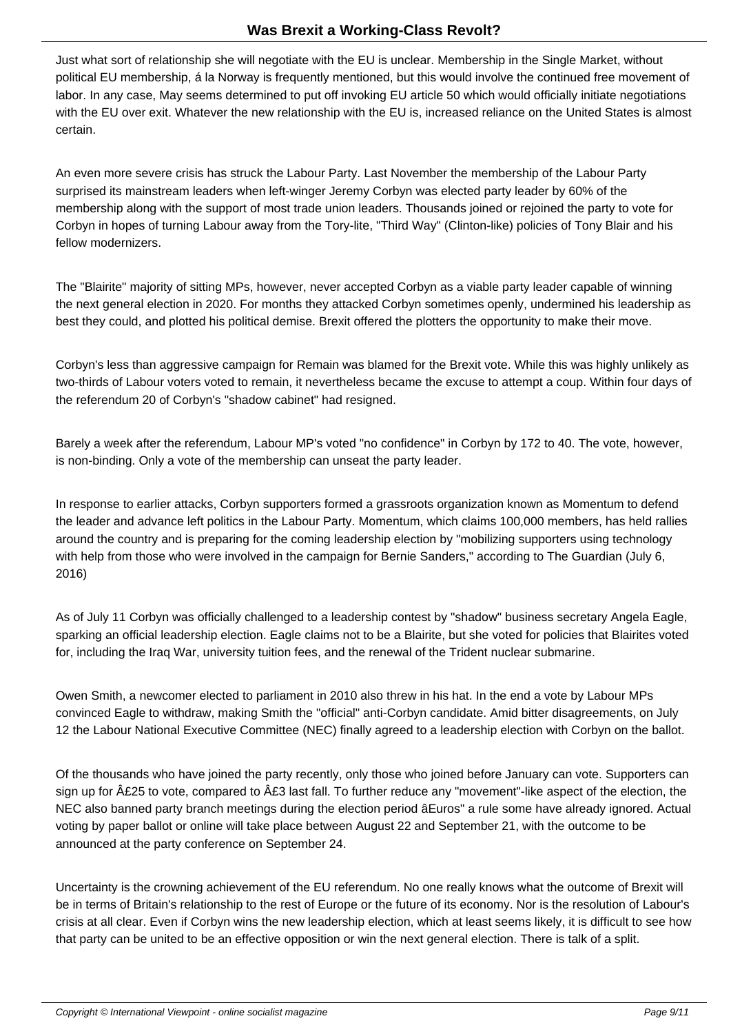Just what sort of relationship she will negotiate with the EU is unclear. Membership in the Single Market, without political EU membership, á la Norway is frequently mentioned, but this would involve the continued free movement of labor. In any case, May seems determined to put off invoking EU article 50 which would officially initiate negotiations with the EU over exit. Whatever the new relationship with the EU is, increased reliance on the United States is almost certain.

An even more severe crisis has struck the Labour Party. Last November the membership of the Labour Party surprised its mainstream leaders when left-winger Jeremy Corbyn was elected party leader by 60% of the membership along with the support of most trade union leaders. Thousands joined or rejoined the party to vote for Corbyn in hopes of turning Labour away from the Tory-lite, "Third Way" (Clinton-like) policies of Tony Blair and his fellow modernizers.

The "Blairite" majority of sitting MPs, however, never accepted Corbyn as a viable party leader capable of winning the next general election in 2020. For months they attacked Corbyn sometimes openly, undermined his leadership as best they could, and plotted his political demise. Brexit offered the plotters the opportunity to make their move.

Corbyn's less than aggressive campaign for Remain was blamed for the Brexit vote. While this was highly unlikely as two-thirds of Labour voters voted to remain, it nevertheless became the excuse to attempt a coup. Within four days of the referendum 20 of Corbyn's "shadow cabinet" had resigned.

Barely a week after the referendum, Labour MP's voted "no confidence" in Corbyn by 172 to 40. The vote, however, is non-binding. Only a vote of the membership can unseat the party leader.

In response to earlier attacks, Corbyn supporters formed a grassroots organization known as Momentum to defend the leader and advance left politics in the Labour Party. Momentum, which claims 100,000 members, has held rallies around the country and is preparing for the coming leadership election by "mobilizing supporters using technology with help from those who were involved in the campaign for Bernie Sanders," according to The Guardian (July 6, 2016)

As of July 11 Corbyn was officially challenged to a leadership contest by "shadow" business secretary Angela Eagle, sparking an official leadership election. Eagle claims not to be a Blairite, but she voted for policies that Blairites voted for, including the Iraq War, university tuition fees, and the renewal of the Trident nuclear submarine.

Owen Smith, a newcomer elected to parliament in 2010 also threw in his hat. In the end a vote by Labour MPs convinced Eagle to withdraw, making Smith the "official" anti-Corbyn candidate. Amid bitter disagreements, on July 12 the Labour National Executive Committee (NEC) finally agreed to a leadership election with Corbyn on the ballot.

Of the thousands who have joined the party recently, only those who joined before January can vote. Supporters can sign up for Â£25 to vote, compared to Â£3 last fall. To further reduce any "movement"-like aspect of the election, the NEC also banned party branch meetings during the election period âEuros" a rule some have already ignored. Actual voting by paper ballot or online will take place between August 22 and September 21, with the outcome to be announced at the party conference on September 24.

Uncertainty is the crowning achievement of the EU referendum. No one really knows what the outcome of Brexit will be in terms of Britain's relationship to the rest of Europe or the future of its economy. Nor is the resolution of Labour's crisis at all clear. Even if Corbyn wins the new leadership election, which at least seems likely, it is difficult to see how that party can be united to be an effective opposition or win the next general election. There is talk of a split.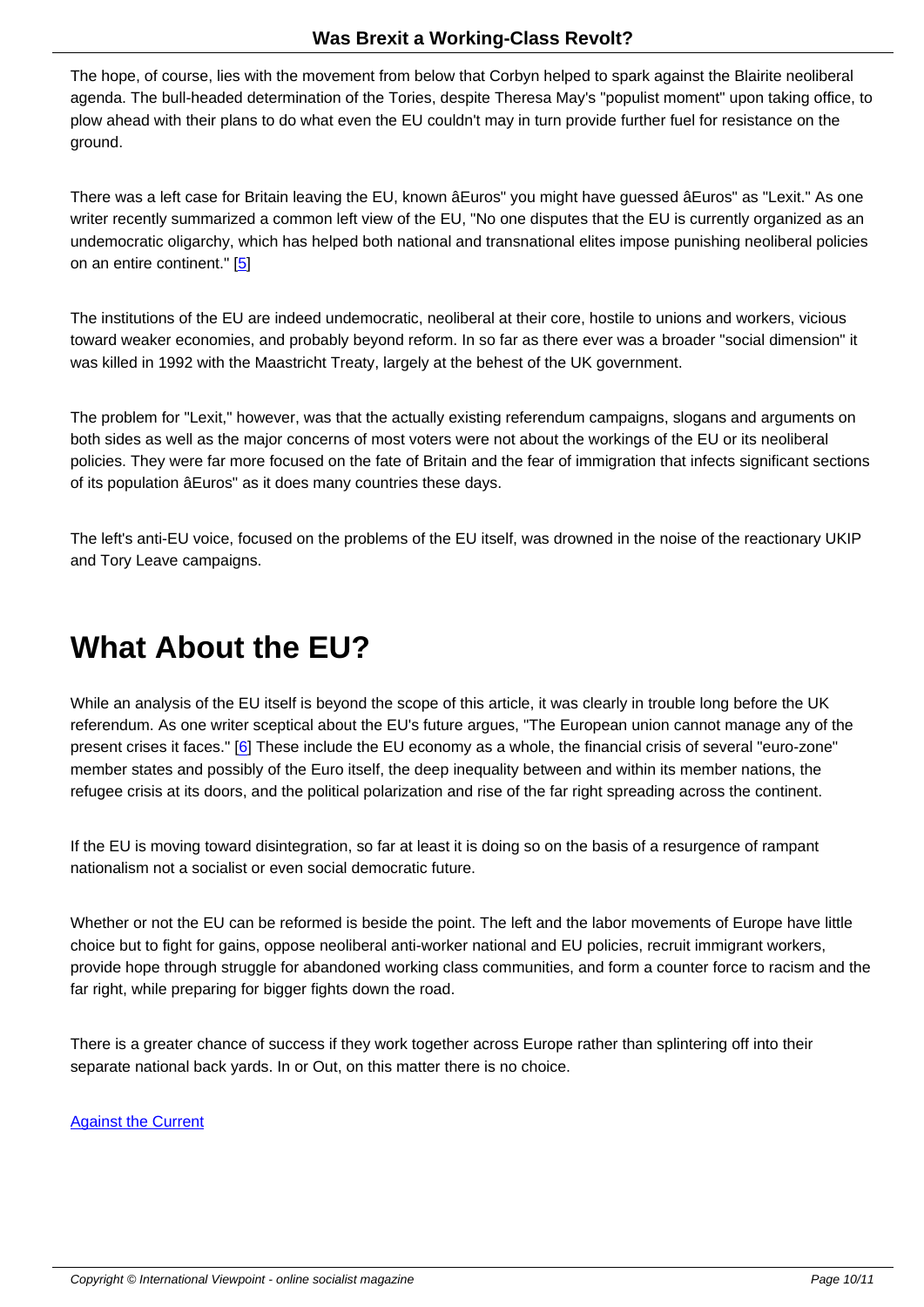The hope, of course, lies with the movement from below that Corbyn helped to spark against the Blairite neoliberal agenda. The bull-headed determination of the Tories, despite Theresa May's "populist moment" upon taking office, to plow ahead with their plans to do what even the EU couldn't may in turn provide further fuel for resistance on the ground.

There was a left case for Britain leaving the EU, known âEuros" you might have guessed âEuros" as "Lexit." As one writer recently summarized a common left view of the EU, "No one disputes that the EU is currently organized as an undemocratic oligarchy, which has helped both national and transnational elites impose punishing neoliberal policies on an entire continent." [5]

The institutions of the EU are indeed undemocratic, neoliberal at their core, hostile to unions and workers, vicious toward weaker economies, and probably beyond reform. In so far as there ever was a broader "social dimension" it was killed in 1992 with the Maastricht Treaty, largely at the behest of the UK government.

The problem for "Lexit," however, was that the actually existing referendum campaigns, slogans and arguments on both sides as well as the major concerns of most voters were not about the workings of the EU or its neoliberal policies. They were far more focused on the fate of Britain and the fear of immigration that infects significant sections of its population âEuros" as it does many countries these days.

The left's anti-EU voice, focused on the problems of the EU itself, was drowned in the noise of the reactionary UKIP and Tory Leave campaigns.

# What About the EU?

While an analysis of the EU itself is beyond the scope of this article, it was clearly in trouble long before the UK referendum. As one writer sceptical about the EU's future argues, "The European union cannot manage any of the present crises it faces." [6] These include the EU economy as a whole, the financial crisis of several "euro-zone" member states and possibly of the Euro itself, the deep inequality between and within its member nations, the refugee crisis at its doors, and the political polarization and rise of the far right spreading across the continent.

If the EU is moving toward disintegration, so far at least it is doing so on the basis of a resurgence of rampant nationalism not a socialist or even social democratic future.

Whether or not the EU can be reformed is beside the point. The left and the labor movements of Europe have little choice but to fight for gains, oppose neoliberal anti-worker national and EU policies, recruit immigrant workers, provide hope through struggle for abandoned working class communities, and form a counter force to racism and the far right, while preparing for bigger fights down the road.

There is a greater chance of success if they work together across Europe rather than splintering off into their separate national back yards. In or Out, on this matter there is no choice.

Against the Current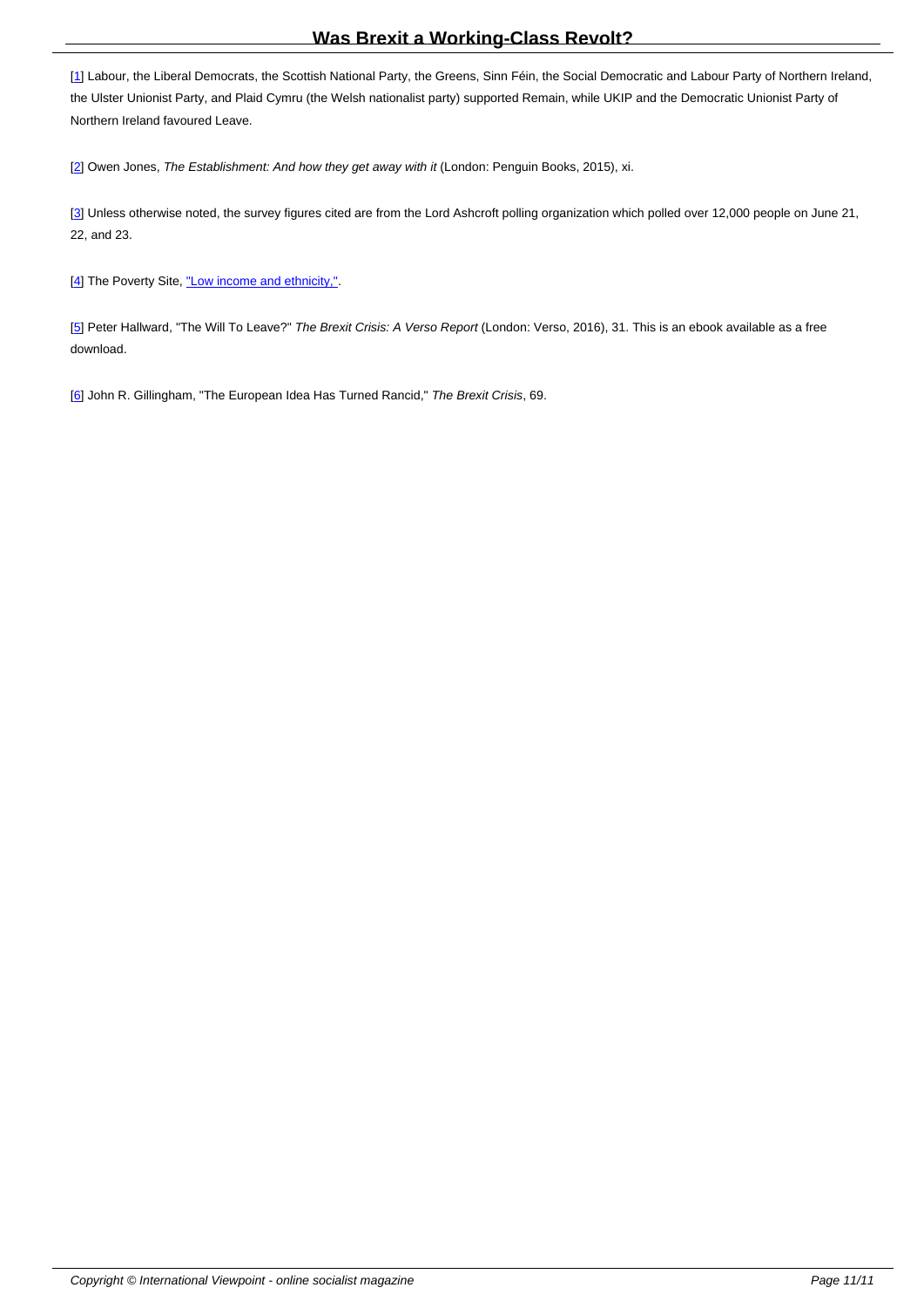[1] Labour, the Liberal Democrats, the Scottish National Party, the Greens, Sinn Féin, the Social Democratic and Labour Party of Northern Ireland, the Ulster Unionist Party, and Plaid Cymru (the Welsh nationalist party) supported Remain, while UKIP and the Democratic Unionist Party of Northern Ireland favoured Leave.

[2] Owen Jones, *The Establishment: And how they get away with it* (London: Penguin Books, 2015), xi.

[3] Unless otherwise noted, the survey figures cited are from the Lord Ashcroft polling organization which polled over 12,000 people on June 21, 22, and 23.

[4] The Poverty Site, "Low income and ethnicity,".

[5] Peter Hallward, "The Will To Leave?" *The Brexit Crisis: A Verso Report* (London: Verso, 2016), 31. This is an ebook available as a free download.

[6] John R. Gillingham, "The European Idea Has Turned Rancid," *The Brexit Crisis*, 69.